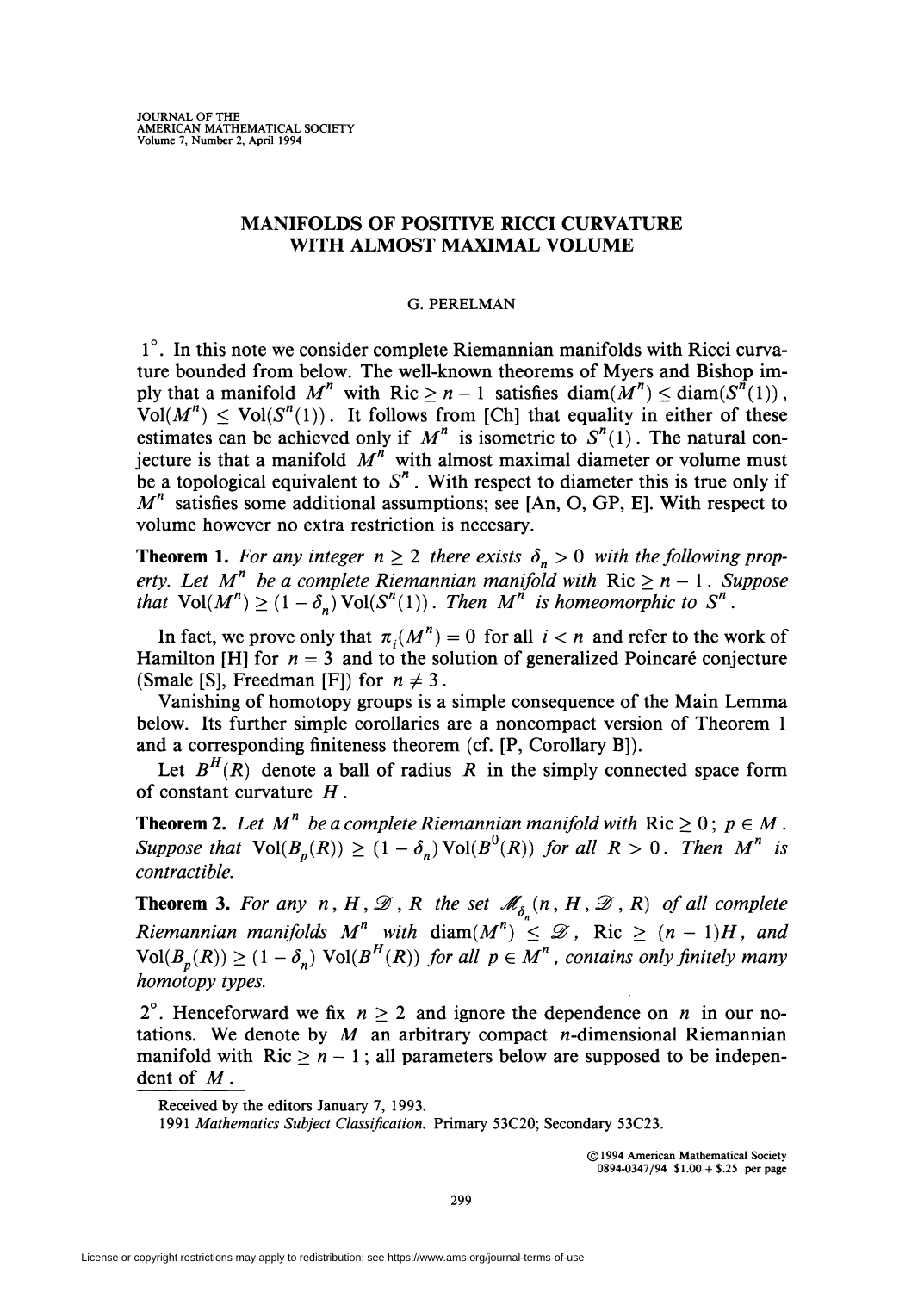# MANIFOLDS OF POSITIVE RICCI CURVATURE WITH ALMOST MAXIMAL VOLUME

G. PERELMAN

1°. In this note we consider complete Riemannian manifolds with Ricci curvature bounded from below. The well-known theorems of Myers and Bishop imply that a manifold $M^n$ with $\mathrm{Ric} \geq n-1$ satisfies $\mathrm{diam}(M^n) \leq \mathrm{diam}(S^n(1))$, $\mathrm{Vol}(M^n) \leq \mathrm{Vol}(S^n(1))$. It follows from [Ch] that equality in either of these estimates can be achieved only if $M^n$ is isometric to $S^n(1)$. The natural conjecture is that a manifold $M^n$ with almost maximal diameter or volume must be a topological equivalent to $S^n$. With respect to diameter this is true only if $M^n$ satisfies some additional assumptions; see [An, O, GP, E]. With respect to volume however no extra restriction is necesary.

**Theorem 1.** *For any integer $n \geq 2$ there exists $\delta_n > 0$ with the following property. Let $M^n$ be a complete Riemannian manifold with $\mathrm{Ric} \geq n-1$. Suppose that $\mathrm{Vol}(M^n) \geq (1-\delta_n)\mathrm{Vol}(S^n(1))$. Then $M^n$ is homeomorphic to $S^n$.*

In fact, we prove only that $\pi_i(M^n) = 0$ for all $i < n$ and refer to the work of Hamilton [H] for $n = 3$ and to the solution of generalized Poincaré conjecture (Smale [S], Freedman [F]) for $n \neq 3$.

Vanishing of homotopy groups is a simple consequence of the Main Lemma below. Its further simple corollaries are a noncompact version of Theorem 1 and a corresponding finiteness theorem (cf. [P, Corollary B]).

Let $B^H(R)$ denote a ball of radius $R$ in the simply connected space form of constant curvature $H$.

**Theorem 2.** *Let $M^n$ be a complete Riemannian manifold with $\mathrm{Ric} \geq 0$; $p \in M$. Suppose that $\mathrm{Vol}(B_p(R)) \geq (1-\delta_n)\mathrm{Vol}(B^0(R))$ for all $R > 0$. Then $M^n$ is contractible.*

**Theorem 3.** *For any $n, H, \mathscr{D}, R$ the set $\mathscr{M}_{\delta_n}(n, H, \mathscr{D}, R)$ of all complete Riemannian manifolds $M^n$ with $\mathrm{diam}(M^n) \leq \mathscr{D}$, $\mathrm{Ric} \geq (n-1)H$, and $\mathrm{Vol}(B_p(R)) \geq (1-\delta_n)\mathrm{Vol}(B^H(R))$ for all $p \in M^n$, contains only finitely many homotopy types.*

2°. Henceforward we fix $n \geq 2$ and ignore the dependence on $n$ in our notations. We denote by $M$ an arbitrary compact $n$-dimensional Riemannian manifold with $\mathrm{Ric} \geq n-1$; all parameters below are supposed to be independent of $M$.

Received by the editors January 7, 1993.

1991 *Mathematics Subject Classification.* Primary 53C20; Secondary 53C23.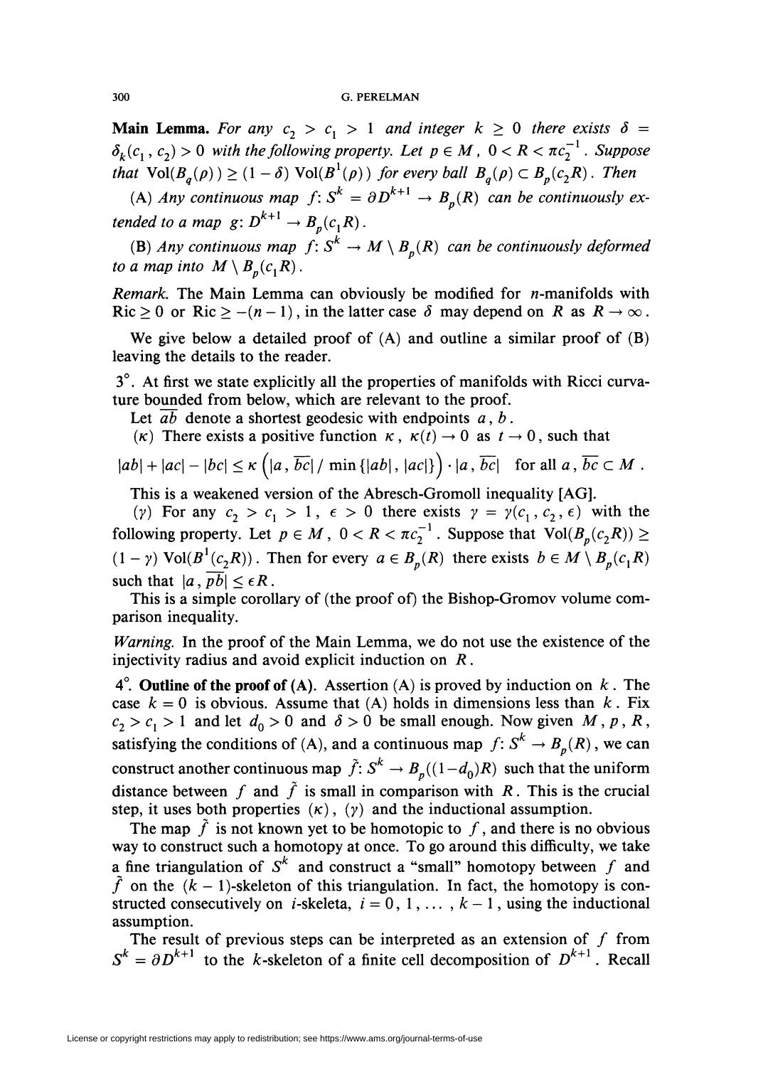**Main Lemma.** *For any $c_2 > c_1 > 1$ and integer $k \geq 0$ there exists $\delta = \delta_k(c_1, c_2) > 0$ with the following property. Let $p \in M$, $0 < R < \pi c_2^{-1}$. Suppose that $\mathrm{Vol}(B_q(\rho)) \geq (1-\delta)\,\mathrm{Vol}(B^1(\rho))$ for every ball $B_q(\rho) \subset B_p(c_2 R)$. Then*

(A) *Any continuous map $f\colon S^k = \partial D^{k+1} \to B_p(R)$ can be continuously extended to a map $g\colon D^{k+1} \to B_p(c_1 R)$.*

(B) *Any continuous map $f\colon S^k \to M \setminus B_p(R)$ can be continuously deformed to a map into $M \setminus B_p(c_1 R)$.*

*Remark.* The Main Lemma can obviously be modified for $n$-manifolds with $\mathrm{Ric} \geq 0$ or $\mathrm{Ric} \geq -(n-1)$, in the latter case $\delta$ may depend on $R$ as $R \to \infty$.

We give below a detailed proof of (A) and outline a similar proof of (B) leaving the details to the reader.

$3^\circ$. At first we state explicitly all the properties of manifolds with Ricci curvature bounded from below, which are relevant to the proof.

Let $\overline{ab}$ denote a shortest geodesic with endpoints $a$, $b$.

($\kappa$) There exists a positive function $\kappa$, $\kappa(t) \to 0$ as $t \to 0$, such that

$$|ab| + |ac| - |bc| \leq \kappa\left(|a, \overline{bc}| / \min\{|ab|, |ac|\}\right) \cdot |a, \overline{bc}| \quad \text{for all } a, \overline{bc} \subset M.$$

This is a weakened version of the Abresch-Gromoll inequality [AG].

($\gamma$) For any $c_2 > c_1 > 1$, $\epsilon > 0$ there exists $\gamma = \gamma(c_1, c_2, \epsilon)$ with the following property. Let $p \in M$, $0 < R < \pi c_2^{-1}$. Suppose that $\mathrm{Vol}(B_p(c_2 R)) \geq (1-\gamma)\,\mathrm{Vol}(B^1(c_2 R))$. Then for every $a \in B_p(R)$ there exists $b \in M \setminus B_p(c_1 R)$ such that $|a, \overline{pb}| \leq \epsilon R$.

This is a simple corollary of (the proof of) the Bishop-Gromov volume comparison inequality.

*Warning.* In the proof of the Main Lemma, we do not use the existence of the injectivity radius and avoid explicit induction on $R$.

$4^\circ$. **Outline of the proof of (A).** Assertion (A) is proved by induction on $k$. The case $k = 0$ is obvious. Assume that (A) holds in dimensions less than $k$. Fix $c_2 > c_1 > 1$ and let $d_0 > 0$ and $\delta > 0$ be small enough. Now given $M$, $p$, $R$, satisfying the conditions of (A), and a continuous map $f\colon S^k \to B_p(R)$, we can construct another continuous map $\tilde{f}\colon S^k \to B_p((1-d_0)R)$ such that the uniform distance between $f$ and $\tilde{f}$ is small in comparison with $R$. This is the crucial step, it uses both properties ($\kappa$), ($\gamma$) and the inductional assumption.

The map $\tilde{f}$ is not known yet to be homotopic to $f$, and there is no obvious way to construct such a homotopy at once. To go around this difficulty, we take a fine triangulation of $S^k$ and construct a "small" homotopy between $f$ and $\tilde{f}$ on the $(k-1)$-skeleton of this triangulation. In fact, the homotopy is constructed consecutively on $i$-skeleta, $i = 0, 1, \ldots, k-1$, using the inductional assumption.

The result of previous steps can be interpreted as an extension of $f$ from $S^k = \partial D^{k+1}$ to the $k$-skeleton of a finite cell decomposition of $D^{k+1}$. Recall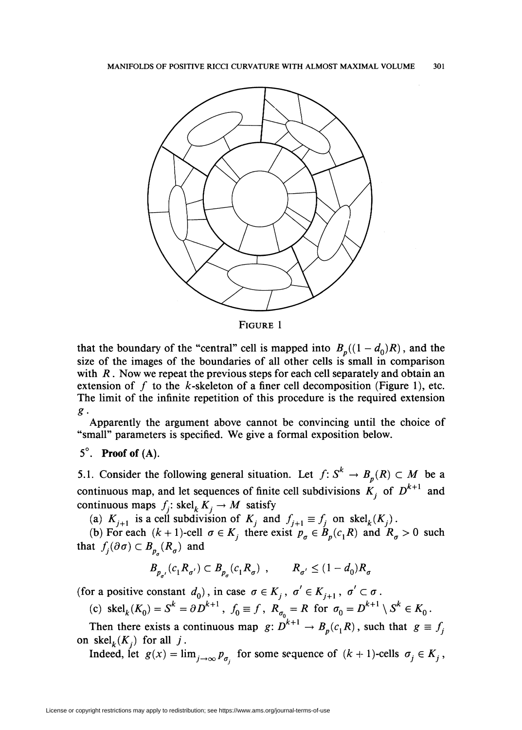FIGURE 1

that the boundary of the "central" cell is mapped into $B_p((1-d_0)R)$, and the size of the images of the boundaries of all other cells is small in comparison with $R$. Now we repeat the previous steps for each cell separately and obtain an extension of $f$ to the $k$-skeleton of a finer cell decomposition (Figure 1), etc. The limit of the infinite repetition of this procedure is the required extension $g$.

Apparently the argument above cannot be convincing until the choice of "small" parameters is specified. We give a formal exposition below.

## 5°. Proof of (A).

5.1. Consider the following general situation. Let $f\colon S^k \to B_p(R) \subset M$ be a continuous map, and let sequences of finite cell subdivisions $K_j$ of $D^{k+1}$ and continuous maps $f_j\colon \operatorname{skel}_k K_j \to M$ satisfy

(a) $K_{j+1}$ is a cell subdivision of $K_j$ and $f_{j+1} \equiv f_j$ on $\operatorname{skel}_k(K_j)$.

(b) For each $(k+1)$-cell $\sigma \in K_j$ there exist $p_\sigma \in B_p(c_1 R)$ and $R_\sigma > 0$ such that $f_j(\partial\sigma) \subset B_{p_\sigma}(R_\sigma)$ and

$$B_{p_{\sigma'}}(c_1 R_{\sigma'}) \subset B_{p_\sigma}(c_1 R_\sigma)\ , \qquad R_{\sigma'} \le (1-d_0)R_\sigma$$

(for a positive constant $d_0$), in case $\sigma \in K_j$, $\sigma' \in K_{j+1}$, $\sigma' \subset \sigma$.

(c) $\operatorname{skel}_k(K_0) = S^k = \partial D^{k+1}$, $f_0 \equiv f$, $R_{\sigma_0} = R$ for $\sigma_0 = D^{k+1} \setminus S^k \in K_0$.

Then there exists a continuous map $g\colon D^{k+1} \to B_p(c_1 R)$, such that $g \equiv f_j$ on $\operatorname{skel}_k(K_j)$ for all $j$.

Indeed, let $g(x) = \lim_{j\to\infty} p_{\sigma_j}$ for some sequence of $(k+1)$-cells $\sigma_j \in K_j$,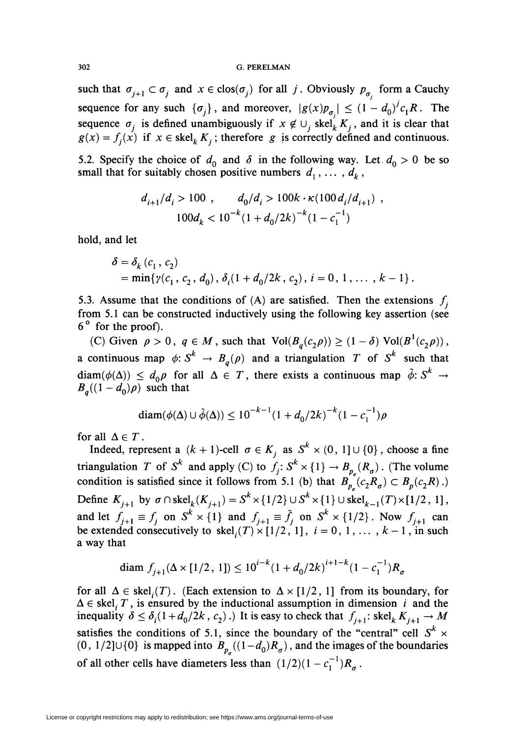such that $\sigma_{j+1} \subset \sigma_j$ and $x \in \operatorname{clos}(\sigma_j)$ for all $j$. Obviously $p_{\sigma_j}$ form a Cauchy sequence for any such $\{\sigma_j\}$, and moreover, $|g(x)p_{\sigma_j}| \le (1-d_0)^j c_1 R$. The sequence $\sigma_j$ is defined unambiguously if $x \notin \cup_j \operatorname{skel}_k K_j$, and it is clear that $g(x) = f_j(x)$ if $x \in \operatorname{skel}_k K_j$; therefore $g$ is correctly defined and continuous.

5.2. Specify the choice of $d_0$ and $\delta$ in the following way. Let $d_0 > 0$ be so small that for suitably chosen positive numbers $d_1, \dots, d_k$,

$$d_{i+1}/d_i > 100\,, \qquad d_0/d_i > 100k \cdot \kappa(100 d_i/d_{i+1})\,,$$
$$100 d_k < 10^{-k}(1+d_0/2k)^{-k}(1-c_1^{-1})$$

hold, and let

$$\begin{aligned}\delta &= \delta_k(c_1, c_2)\\ &= \min\{\gamma(c_1, c_2, d_0),\, \delta_i(1+d_0/2k, c_2),\, i = 0, 1, \dots, k-1\}.\end{aligned}$$

5.3. Assume that the conditions of (A) are satisfied. Then the extensions $f_j$ from 5.1 can be constructed inductively using the following key assertion (see 6° for the proof).

(C) Given $\rho > 0$, $q \in M$, such that $\operatorname{Vol}(B_q(c_2\rho)) \ge (1-\delta)\operatorname{Vol}(B^1(c_2\rho))$, a continuous map $\phi\colon S^k \to B_q(\rho)$ and a triangulation $T$ of $S^k$ such that $\operatorname{diam}(\phi(\Delta)) \le d_0\rho$ for all $\Delta \in T$, there exists a continuous map $\tilde{\phi}\colon S^k \to B_q((1-d_0)\rho)$ such that

$$\operatorname{diam}(\phi(\Delta) \cup \tilde{\phi}(\Delta)) \le 10^{-k-1}(1+d_0/2k)^{-k}(1-c_1^{-1})\rho$$

for all $\Delta \in T$.

Indeed, represent a $(k+1)$-cell $\sigma \in K_j$ as $S^k \times (0, 1] \cup \{0\}$, choose a fine triangulation $T$ of $S^k$ and apply (C) to $f_j\colon S^k \times \{1\} \to B_{p_\sigma}(R_\sigma)$. (The volume condition is satisfied since it follows from 5.1 (b) that $B_{p_\sigma}(c_2 R_\sigma) \subset B_p(c_2 R)$.) Define $K_{j+1}$ by $\sigma \cap \operatorname{skel}_k(K_{j+1}) = S^k \times \{1/2\} \cup S^k \times \{1\} \cup \operatorname{skel}_{k-1}(T) \times [1/2, 1]$, and let $f_{j+1} \equiv f_j$ on $S^k \times \{1\}$ and $f_{j+1} \equiv \tilde{f}_j$ on $S^k \times \{1/2\}$. Now $f_{j+1}$ can be extended consecutively to $\operatorname{skel}_i(T) \times [1/2, 1]$, $i = 0, 1, \dots, k-1$, in such a way that

$$\operatorname{diam} f_{j+1}(\Delta \times [1/2, 1]) \le 10^{i-k}(1+d_0/2k)^{i+1-k}(1-c_1^{-1})R_\sigma$$

for all $\Delta \in \operatorname{skel}_i(T)$. (Each extension to $\Delta \times [1/2, 1]$ from its boundary, for $\Delta \in \operatorname{skel}_i T$, is ensured by the inductional assumption in dimension $i$ and the inequality $\delta \le \delta_i(1+d_0/2k, c_2)$.) It is easy to check that $f_{j+1}\colon \operatorname{skel}_k K_{j+1} \to M$ satisfies the conditions of 5.1, since the boundary of the "central" cell $S^k \times (0, 1/2] \cup \{0\}$ is mapped into $B_{p_\sigma}((1-d_0)R_\sigma)$, and the images of the boundaries of all other cells have diameters less than $(1/2)(1-c_1^{-1})R_\sigma$.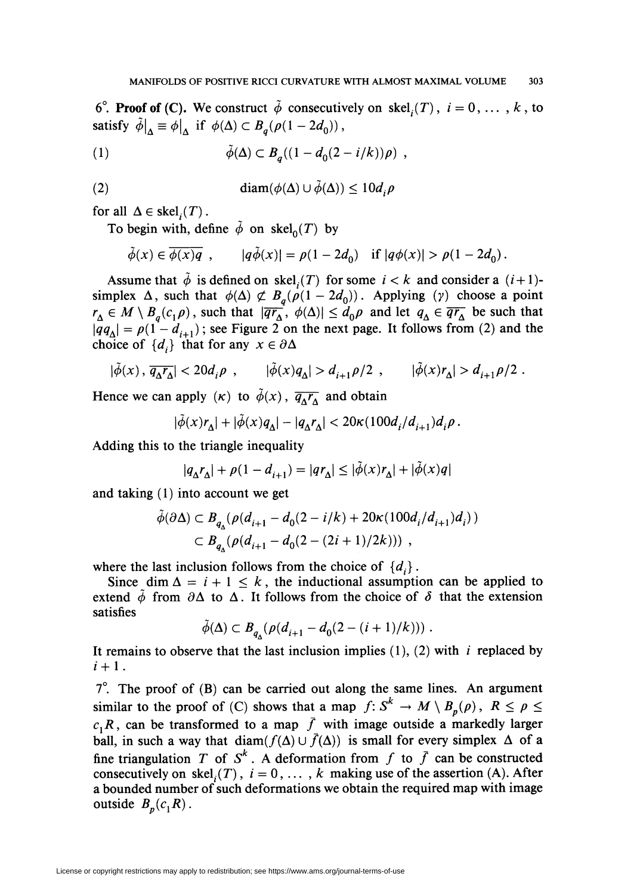6°. **Proof of (C).** We construct $\tilde{\phi}$ consecutively on $\operatorname{skel}_i(T)$, $i = 0, \ldots, k$, to satisfy $\tilde{\phi}|_\Delta \equiv \phi|_\Delta$ if $\phi(\Delta) \subset B_q(\rho(1-2d_0))$,

$$\tilde{\phi}(\Delta) \subset B_q((1 - d_0(2 - i/k))\rho) \ , \tag{1}$$

$$\operatorname{diam}(\phi(\Delta) \cup \tilde{\phi}(\Delta)) \leq 10 d_i \rho \tag{2}$$

for all $\Delta \in \operatorname{skel}_i(T)$.

To begin with, define $\tilde{\phi}$ on $\operatorname{skel}_0(T)$ by

$$\tilde{\phi}(x) \in \overline{\phi(x)q} \ , \qquad |q\tilde{\phi}(x)| = \rho(1-2d_0) \quad \text{if } |q\phi(x)| > \rho(1-2d_0) .$$

Assume that $\tilde{\phi}$ is defined on $\operatorname{skel}_i(T)$ for some $i < k$ and consider a $(i+1)$-simplex $\Delta$, such that $\phi(\Delta) \not\subset B_q(\rho(1-2d_0))$. Applying $(\gamma)$ choose a point $r_\Delta \in M \setminus B_q(c_1\rho)$, such that $|\overline{qr_\Delta}, \phi(\Delta)| \leq d_0\rho$ and let $q_\Delta \in \overline{qr_\Delta}$ be such that $|qq_\Delta| = \rho(1 - d_{i+1})$; see Figure 2 on the next page. It follows from (2) and the choice of $\{d_i\}$ that for any $x \in \partial\Delta$

$$|\tilde{\phi}(x), \overline{q_\Delta r_\Delta}| < 20 d_i \rho \ , \qquad |\tilde{\phi}(x) q_\Delta| > d_{i+1}\rho/2 \ , \qquad |\tilde{\phi}(x) r_\Delta| > d_{i+1}\rho/2 \ .$$

Hence we can apply $(\kappa)$ to $\tilde{\phi}(x)$, $\overline{q_\Delta r_\Delta}$ and obtain

$$|\tilde{\phi}(x) r_\Delta| + |\tilde{\phi}(x) q_\Delta| - |q_\Delta r_\Delta| < 20\kappa(100 d_i/d_{i+1}) d_i \rho .$$

Adding this to the triangle inequality

$$|q_\Delta r_\Delta| + \rho(1 - d_{i+1}) = |qr_\Delta| \leq |\tilde{\phi}(x) r_\Delta| + |\tilde{\phi}(x) q|$$

and taking (1) into account we get

$$\begin{aligned}\tilde{\phi}(\partial\Delta) &\subset B_{q_\Delta}(\rho(d_{i+1} - d_0(2 - i/k) + 20\kappa(100 d_i/d_{i+1}) d_i)) \\ &\subset B_{q_\Delta}(\rho(d_{i+1} - d_0(2 - (2i+1)/2k))) \ ,\end{aligned}$$

where the last inclusion follows from the choice of $\{d_i\}$.

Since $\dim \Delta = i + 1 \leq k$, the inductional assumption can be applied to extend $\tilde{\phi}$ from $\partial\Delta$ to $\Delta$. It follows from the choice of $\delta$ that the extension satisfies

$$\tilde{\phi}(\Delta) \subset B_{q_\Delta}(\rho(d_{i+1} - d_0(2 - (i+1)/k))) \ .$$

It remains to observe that the last inclusion implies (1), (2) with $i$ replaced by $i + 1$.

7°. The proof of (B) can be carried out along the same lines. An argument similar to the proof of (C) shows that a map $f: S^k \to M \setminus B_p(\rho)$, $R \leq \rho \leq c_1 R$, can be transformed to a map $\bar{f}$ with image outside a markedly larger ball, in such a way that $\operatorname{diam}(f(\Delta) \cup \bar{f}(\Delta))$ is small for every simplex $\Delta$ of a fine triangulation $T$ of $S^k$. A deformation from $f$ to $\bar{f}$ can be constructed consecutively on $\operatorname{skel}_i(T)$, $i = 0, \ldots, k$ making use of the assertion (A). After a bounded number of such deformations we obtain the required map with image outside $B_p(c_1 R)$.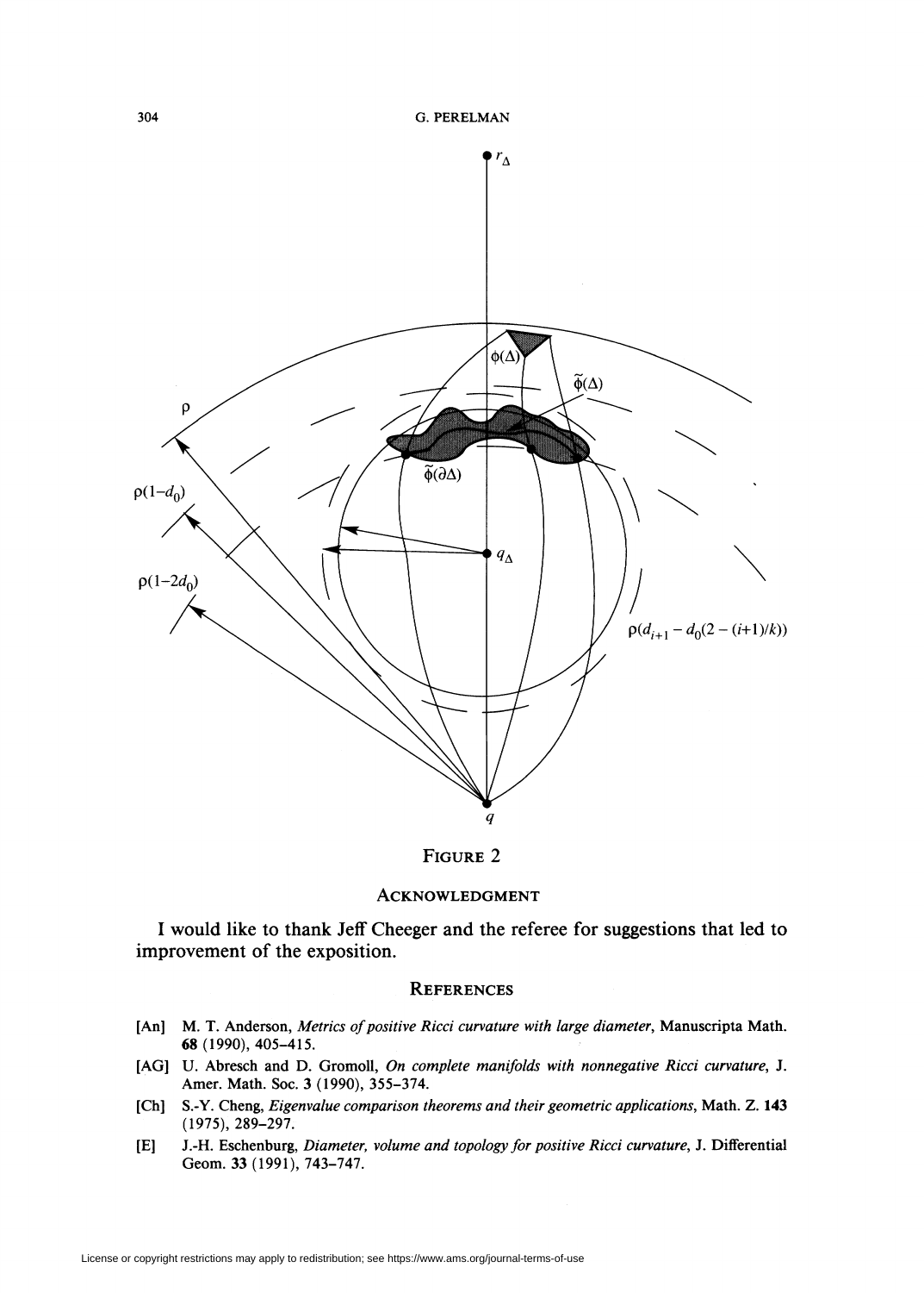Figure 2

## Acknowledgment

I would like to thank Jeff Cheeger and the referee for suggestions that led to improvement of the exposition.

## References

- [An] M. T. Anderson, *Metrics of positive Ricci curvature with large diameter*, Manuscripta Math. **68** (1990), 405–415.
- [AG] U. Abresch and D. Gromoll, *On complete manifolds with nonnegative Ricci curvature*, J. Amer. Math. Soc. **3** (1990), 355–374.
- [Ch] S.-Y. Cheng, *Eigenvalue comparison theorems and their geometric applications*, Math. Z. **143** (1975), 289–297.
- [E] J.-H. Eschenburg, *Diameter, volume and topology for positive Ricci curvature*, J. Differential Geom. **33** (1991), 743–747.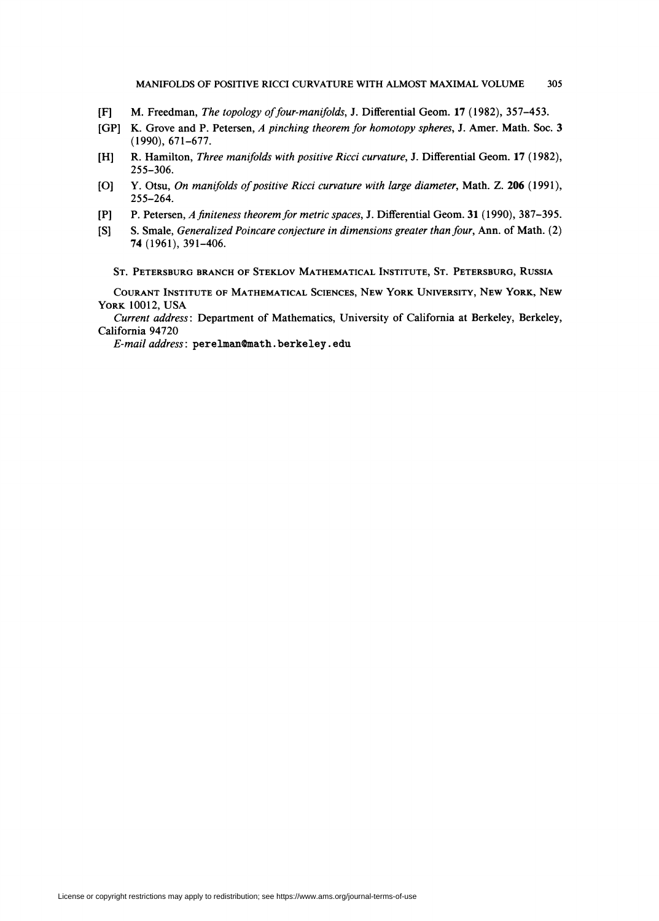[F] M. Freedman, *The topology of four-manifolds*, J. Differential Geom. **17** (1982), 357–453.

[GP] K. Grove and P. Petersen, *A pinching theorem for homotopy spheres*, J. Amer. Math. Soc. **3** (1990), 671–677.

[H] R. Hamilton, *Three manifolds with positive Ricci curvature*, J. Differential Geom. **17** (1982), 255–306.

[O] Y. Otsu, *On manifolds of positive Ricci curvature with large diameter*, Math. Z. **206** (1991), 255–264.

[P] P. Petersen, *A finiteness theorem for metric spaces*, J. Differential Geom. **31** (1990), 387–395.

[S] S. Smale, *Generalized Poincare conjecture in dimensions greater than four*, Ann. of Math. (2) **74** (1961), 391–406.

St. Petersburg branch of Steklov Mathematical Institute, St. Petersburg, Russia

Courant Institute of Mathematical Sciences, New York University, New York, New York 10012, USA

*Current address*: Department of Mathematics, University of California at Berkeley, Berkeley, California 94720

*E-mail address*: `perelman@math.berkeley.edu`

License or copyright restrictions may apply to redistribution; see https://www.ams.org/journal-terms-of-use